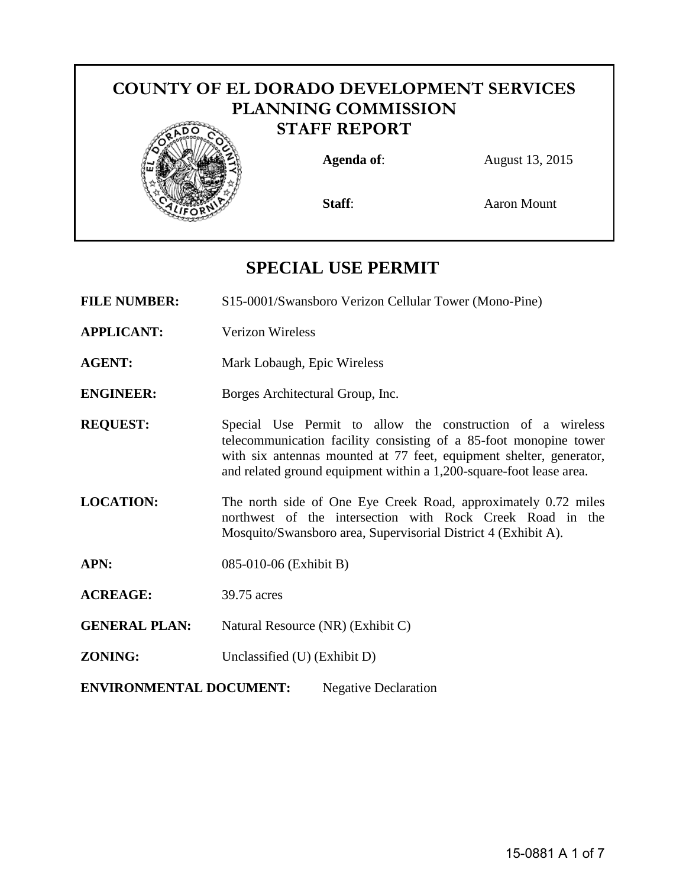# COUNTY OF EL DORADO DEVELOPMENT SERVICES PLANNING COMMISSION STAFF REPORT

**Agenda of**: August 13, 2015

**Staff**: Aaron Mount

## SPECIAL USE PERMIT

**FILE NUMBER:** S15-0001/Swansboro Verizon Cellular Tower (Mono-Pine)

**APPLICANT:** Verizon Wireless

**AGENT:** Mark Lobaugh, Epic Wireless

**ENGINEER:** Borges Architectural Group, Inc.

**REQUEST:** Special Use Permit to allow the construction of a wireless telecommunication facility consisting of a 85-foot monopine tower with six antennas mounted at 77 feet, equipment shelter, generator, and related ground equipment within a 1,200-square-foot lease area.

**LOCATION:** The north side of One Eye Creek Road, approximately 0.72 miles northwest of the intersection with Rock Creek Road in the Mosquito/Swansboro area, Supervisorial District 4 (Exhibit A).

**APN:** 085-010-06 (Exhibit B)

**ACREAGE:** 39.75 acres

**GENERAL PLAN:** Natural Resource (NR) (Exhibit C)

**ZONING:** Unclassified (U) (Exhibit D)

**ENVIRONMENTAL DOCUMENT:** Negative Declaration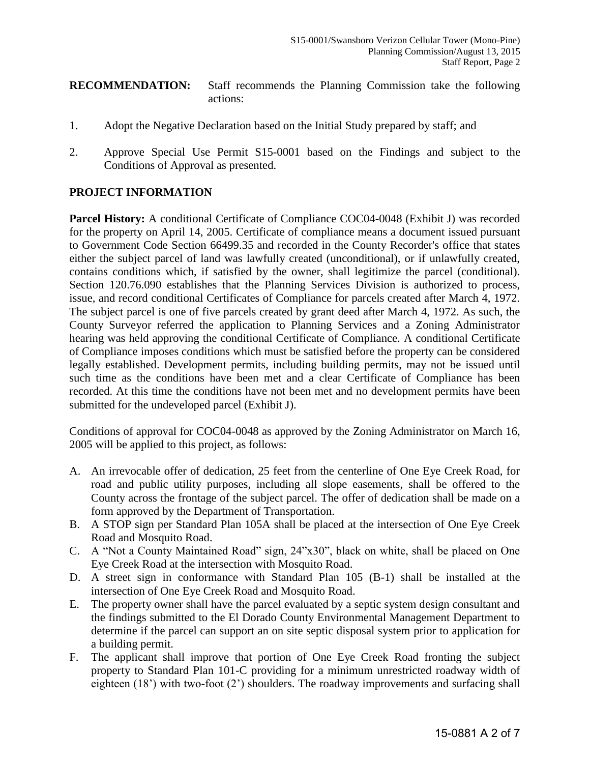**RECOMMENDATION:** Staff recommends the Planning Commission take the following actions:

1. Adopt the Negative Declaration based on the Initial Study prepared by staff; and

2. Approve Special Use Permit S15-0001 based on the Findings and subject to the Conditions of Approval as presented.

## PROJECT INFORMATION

**Parcel History:** A conditional Certificate of Compliance COC04-0048 (Exhibit J) was recorded for the property on April 14, 2005. Certificate of compliance means a document issued pursuant to Government Code Section 66499.35 and recorded in the County Recorder's office that states either the subject parcel of land was lawfully created (unconditional), or if unlawfully created, contains conditions which, if satisfied by the owner, shall legitimize the parcel (conditional). Section 120.76.090 establishes that the Planning Services Division is authorized to process, issue, and record conditional Certificates of Compliance for parcels created after March 4, 1972. The subject parcel is one of five parcels created by grant deed after March 4, 1972. As such, the County Surveyor referred the application to Planning Services and a Zoning Administrator hearing was held approving the conditional Certificate of Compliance. A conditional Certificate of Compliance imposes conditions which must be satisfied before the property can be considered legally established. Development permits, including building permits, may not be issued until such time as the conditions have been met and a clear Certificate of Compliance has been recorded. At this time the conditions have not been met and no development permits have been submitted for the undeveloped parcel (Exhibit J).

Conditions of approval for COC04-0048 as approved by the Zoning Administrator on March 16, 2005 will be applied to this project, as follows:

A. An irrevocable offer of dedication, 25 feet from the centerline of One Eye Creek Road, for road and public utility purposes, including all slope easements, shall be offered to the County across the frontage of the subject parcel. The offer of dedication shall be made on a form approved by the Department of Transportation.
B. A STOP sign per Standard Plan 105A shall be placed at the intersection of One Eye Creek Road and Mosquito Road.
C. A "Not a County Maintained Road" sign, 24"x30", black on white, shall be placed on One Eye Creek Road at the intersection with Mosquito Road.
D. A street sign in conformance with Standard Plan 105 (B-1) shall be installed at the intersection of One Eye Creek Road and Mosquito Road.
E. The property owner shall have the parcel evaluated by a septic system design consultant and the findings submitted to the El Dorado County Environmental Management Department to determine if the parcel can support an on site septic disposal system prior to application for a building permit.
F. The applicant shall improve that portion of One Eye Creek Road fronting the subject property to Standard Plan 101-C providing for a minimum unrestricted roadway width of eighteen (18') with two-foot (2') shoulders. The roadway improvements and surfacing shall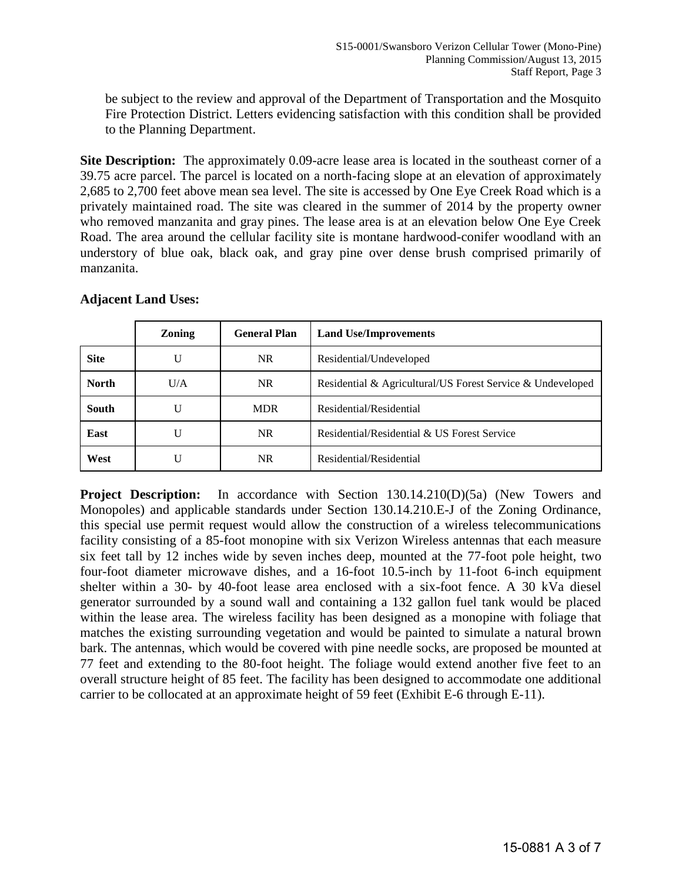be subject to the review and approval of the Department of Transportation and the Mosquito Fire Protection District. Letters evidencing satisfaction with this condition shall be provided to the Planning Department.

**Site Description:** The approximately 0.09-acre lease area is located in the southeast corner of a 39.75 acre parcel. The parcel is located on a north-facing slope at an elevation of approximately 2,685 to 2,700 feet above mean sea level. The site is accessed by One Eye Creek Road which is a privately maintained road. The site was cleared in the summer of 2014 by the property owner who removed manzanita and gray pines. The lease area is at an elevation below One Eye Creek Road. The area around the cellular facility site is montane hardwood-conifer woodland with an understory of blue oak, black oak, and gray pine over dense brush comprised primarily of manzanita.

**Adjacent Land Uses:**

| | Zoning | General Plan | Land Use/Improvements |
|---|---|---|---|
| **Site** | U | NR | Residential/Undeveloped |
| **North** | U/A | NR | Residential & Agricultural/US Forest Service & Undeveloped |
| **South** | U | MDR | Residential/Residential |
| **East** | U | NR | Residential/Residential & US Forest Service |
| **West** | U | NR | Residential/Residential |

**Project Description:** In accordance with Section 130.14.210(D)(5a) (New Towers and Monopoles) and applicable standards under Section 130.14.210.E-J of the Zoning Ordinance, this special use permit request would allow the construction of a wireless telecommunications facility consisting of a 85-foot monopine with six Verizon Wireless antennas that each measure six feet tall by 12 inches wide by seven inches deep, mounted at the 77-foot pole height, two four-foot diameter microwave dishes, and a 16-foot 10.5-inch by 11-foot 6-inch equipment shelter within a 30- by 40-foot lease area enclosed with a six-foot fence. A 30 kVa diesel generator surrounded by a sound wall and containing a 132 gallon fuel tank would be placed within the lease area. The wireless facility has been designed as a monopine with foliage that matches the existing surrounding vegetation and would be painted to simulate a natural brown bark. The antennas, which would be covered with pine needle socks, are proposed be mounted at 77 feet and extending to the 80-foot height. The foliage would extend another five feet to an overall structure height of 85 feet. The facility has been designed to accommodate one additional carrier to be collocated at an approximate height of 59 feet (Exhibit E-6 through E-11).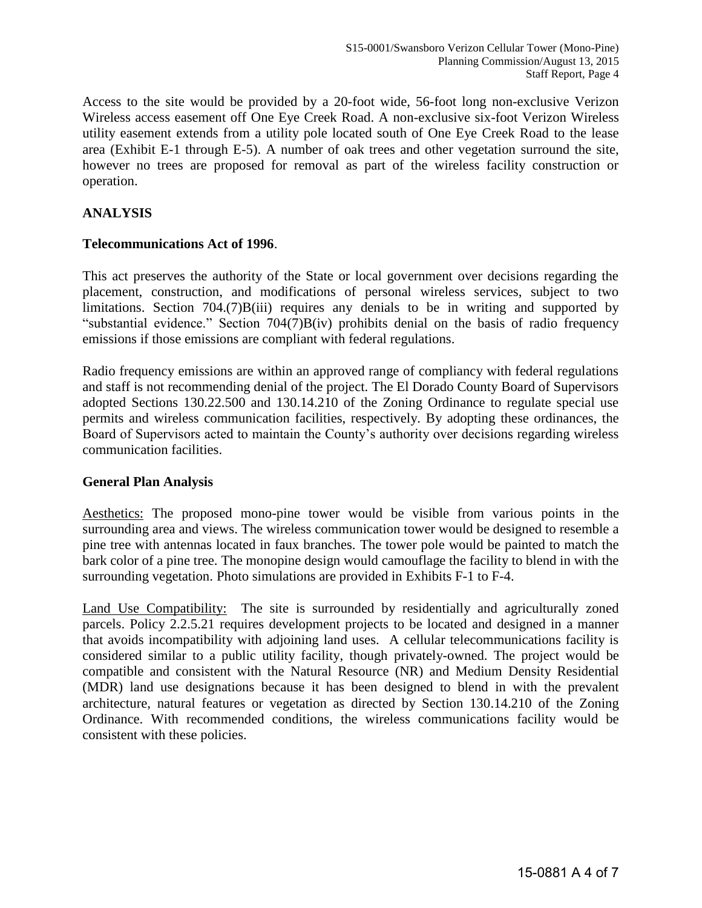Access to the site would be provided by a 20-foot wide, 56-foot long non-exclusive Verizon Wireless access easement off One Eye Creek Road. A non-exclusive six-foot Verizon Wireless utility easement extends from a utility pole located south of One Eye Creek Road to the lease area (Exhibit E-1 through E-5). A number of oak trees and other vegetation surround the site, however no trees are proposed for removal as part of the wireless facility construction or operation.

## ANALYSIS

### Telecommunications Act of 1996.

This act preserves the authority of the State or local government over decisions regarding the placement, construction, and modifications of personal wireless services, subject to two limitations. Section 704.(7)B(iii) requires any denials to be in writing and supported by "substantial evidence." Section 704(7)B(iv) prohibits denial on the basis of radio frequency emissions if those emissions are compliant with federal regulations.

Radio frequency emissions are within an approved range of compliancy with federal regulations and staff is not recommending denial of the project. The El Dorado County Board of Supervisors adopted Sections 130.22.500 and 130.14.210 of the Zoning Ordinance to regulate special use permits and wireless communication facilities, respectively. By adopting these ordinances, the Board of Supervisors acted to maintain the County's authority over decisions regarding wireless communication facilities.

### General Plan Analysis

Aesthetics: The proposed mono-pine tower would be visible from various points in the surrounding area and views. The wireless communication tower would be designed to resemble a pine tree with antennas located in faux branches. The tower pole would be painted to match the bark color of a pine tree. The monopine design would camouflage the facility to blend in with the surrounding vegetation. Photo simulations are provided in Exhibits F-1 to F-4.

Land Use Compatibility: The site is surrounded by residentially and agriculturally zoned parcels. Policy 2.2.5.21 requires development projects to be located and designed in a manner that avoids incompatibility with adjoining land uses. A cellular telecommunications facility is considered similar to a public utility facility, though privately-owned. The project would be compatible and consistent with the Natural Resource (NR) and Medium Density Residential (MDR) land use designations because it has been designed to blend in with the prevalent architecture, natural features or vegetation as directed by Section 130.14.210 of the Zoning Ordinance. With recommended conditions, the wireless communications facility would be consistent with these policies.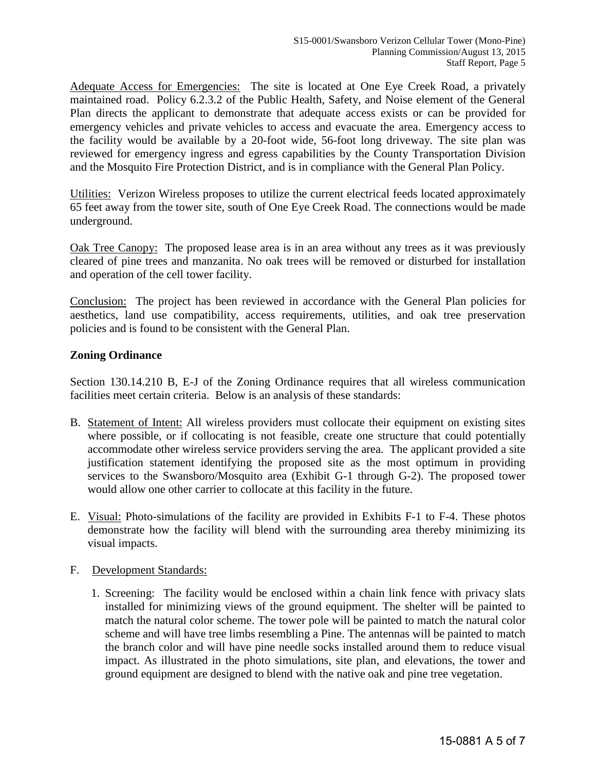<u>Adequate Access for Emergencies:</u> The site is located at One Eye Creek Road, a privately maintained road. Policy 6.2.3.2 of the Public Health, Safety, and Noise element of the General Plan directs the applicant to demonstrate that adequate access exists or can be provided for emergency vehicles and private vehicles to access and evacuate the area. Emergency access to the facility would be available by a 20-foot wide, 56-foot long driveway. The site plan was reviewed for emergency ingress and egress capabilities by the County Transportation Division and the Mosquito Fire Protection District, and is in compliance with the General Plan Policy.

<u>Utilities:</u> Verizon Wireless proposes to utilize the current electrical feeds located approximately 65 feet away from the tower site, south of One Eye Creek Road. The connections would be made underground.

<u>Oak Tree Canopy:</u> The proposed lease area is in an area without any trees as it was previously cleared of pine trees and manzanita. No oak trees will be removed or disturbed for installation and operation of the cell tower facility.

<u>Conclusion:</u> The project has been reviewed in accordance with the General Plan policies for aesthetics, land use compatibility, access requirements, utilities, and oak tree preservation policies and is found to be consistent with the General Plan.

**Zoning Ordinance**

Section 130.14.210 B, E-J of the Zoning Ordinance requires that all wireless communication facilities meet certain criteria. Below is an analysis of these standards:

B. <u>Statement of Intent:</u> All wireless providers must collocate their equipment on existing sites where possible, or if collocating is not feasible, create one structure that could potentially accommodate other wireless service providers serving the area. The applicant provided a site justification statement identifying the proposed site as the most optimum in providing services to the Swansboro/Mosquito area (Exhibit G-1 through G-2). The proposed tower would allow one other carrier to collocate at this facility in the future.

E. <u>Visual:</u> Photo-simulations of the facility are provided in Exhibits F-1 to F-4. These photos demonstrate how the facility will blend with the surrounding area thereby minimizing its visual impacts.

F. <u>Development Standards:</u>

   1. Screening: The facility would be enclosed within a chain link fence with privacy slats installed for minimizing views of the ground equipment. The shelter will be painted to match the natural color scheme. The tower pole will be painted to match the natural color scheme and will have tree limbs resembling a Pine. The antennas will be painted to match the branch color and will have pine needle socks installed around them to reduce visual impact. As illustrated in the photo simulations, site plan, and elevations, the tower and ground equipment are designed to blend with the native oak and pine tree vegetation.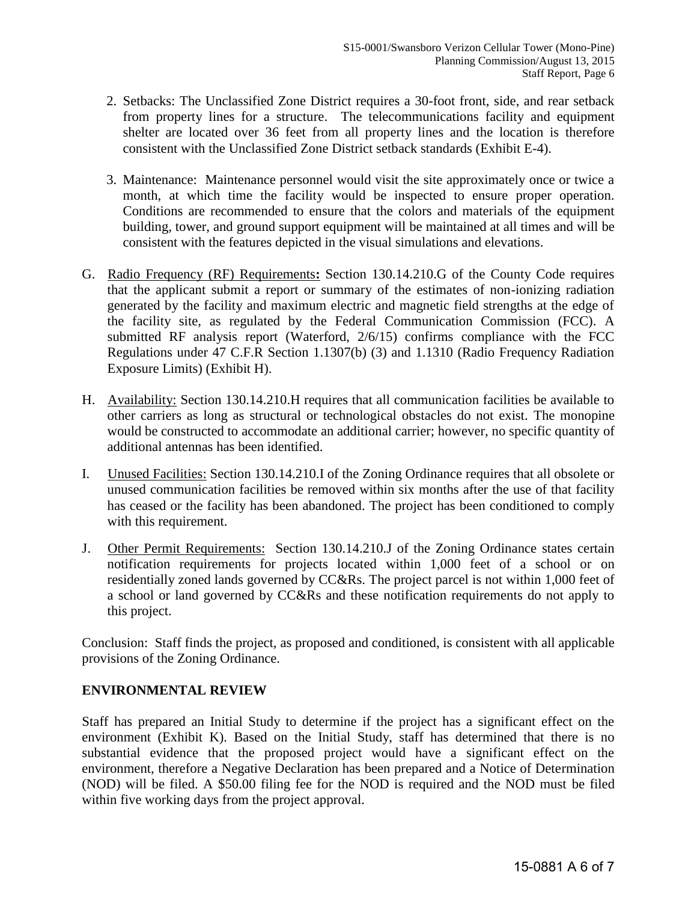2. Setbacks: The Unclassified Zone District requires a 30-foot front, side, and rear setback from property lines for a structure. The telecommunications facility and equipment shelter are located over 36 feet from all property lines and the location is therefore consistent with the Unclassified Zone District setback standards (Exhibit E-4).

3. Maintenance: Maintenance personnel would visit the site approximately once or twice a month, at which time the facility would be inspected to ensure proper operation. Conditions are recommended to ensure that the colors and materials of the equipment building, tower, and ground support equipment will be maintained at all times and will be consistent with the features depicted in the visual simulations and elevations.

G. Radio Frequency (RF) Requirements**:** Section 130.14.210.G of the County Code requires that the applicant submit a report or summary of the estimates of non-ionizing radiation generated by the facility and maximum electric and magnetic field strengths at the edge of the facility site, as regulated by the Federal Communication Commission (FCC). A submitted RF analysis report (Waterford, 2/6/15) confirms compliance with the FCC Regulations under 47 C.F.R Section 1.1307(b) (3) and 1.1310 (Radio Frequency Radiation Exposure Limits) (Exhibit H).

H. Availability: Section 130.14.210.H requires that all communication facilities be available to other carriers as long as structural or technological obstacles do not exist. The monopine would be constructed to accommodate an additional carrier; however, no specific quantity of additional antennas has been identified.

I. Unused Facilities: Section 130.14.210.I of the Zoning Ordinance requires that all obsolete or unused communication facilities be removed within six months after the use of that facility has ceased or the facility has been abandoned. The project has been conditioned to comply with this requirement.

J. Other Permit Requirements: Section 130.14.210.J of the Zoning Ordinance states certain notification requirements for projects located within 1,000 feet of a school or on residentially zoned lands governed by CC&Rs. The project parcel is not within 1,000 feet of a school or land governed by CC&Rs and these notification requirements do not apply to this project.

Conclusion: Staff finds the project, as proposed and conditioned, is consistent with all applicable provisions of the Zoning Ordinance.

## ENVIRONMENTAL REVIEW

Staff has prepared an Initial Study to determine if the project has a significant effect on the environment (Exhibit K). Based on the Initial Study, staff has determined that there is no substantial evidence that the proposed project would have a significant effect on the environment, therefore a Negative Declaration has been prepared and a Notice of Determination (NOD) will be filed. A $50.00 filing fee for the NOD is required and the NOD must be filed within five working days from the project approval.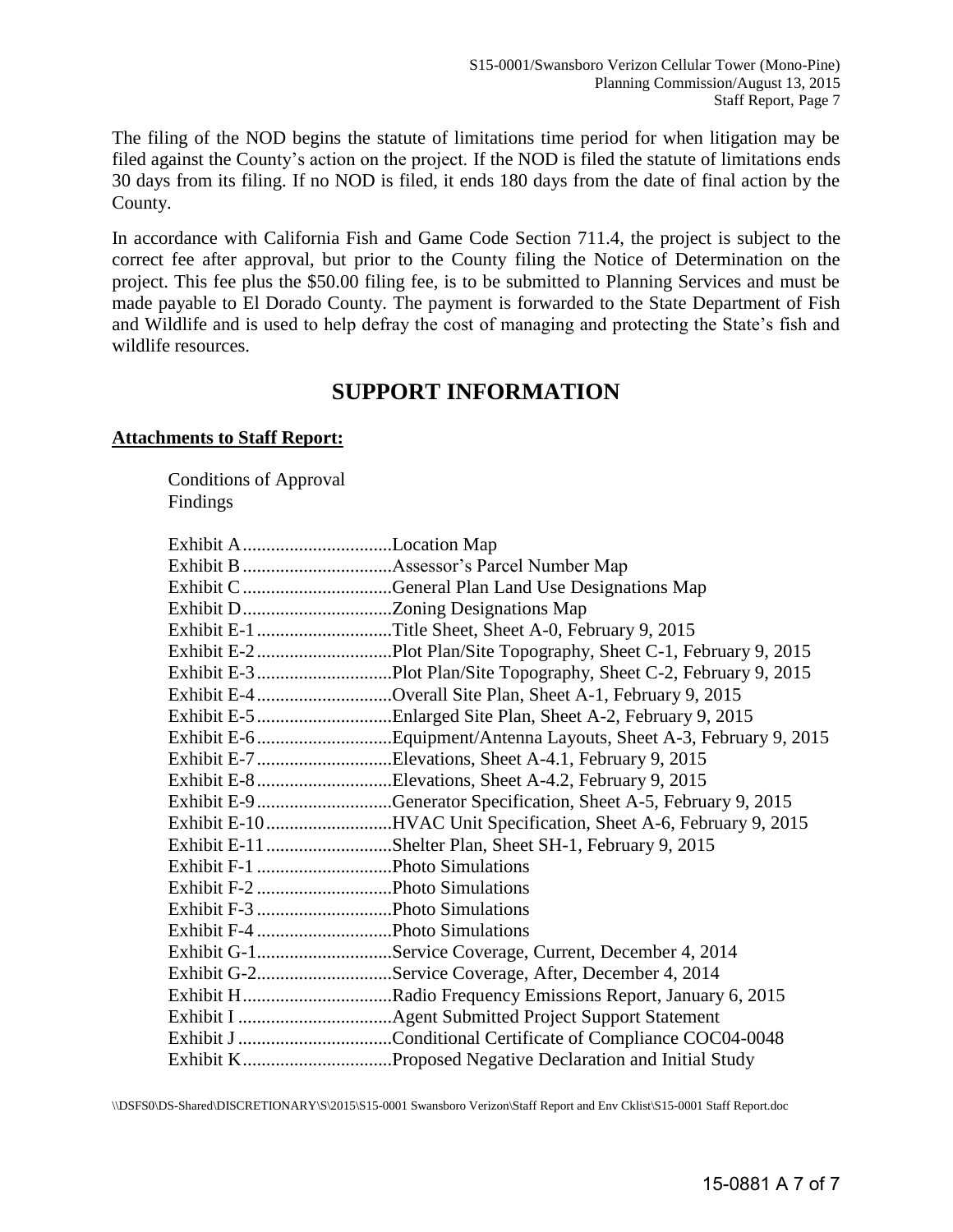The filing of the NOD begins the statute of limitations time period for when litigation may be filed against the County's action on the project. If the NOD is filed the statute of limitations ends 30 days from its filing. If no NOD is filed, it ends 180 days from the date of final action by the County.

In accordance with California Fish and Game Code Section 711.4, the project is subject to the correct fee after approval, but prior to the County filing the Notice of Determination on the project. This fee plus the $50.00 filing fee, is to be submitted to Planning Services and must be made payable to El Dorado County. The payment is forwarded to the State Department of Fish and Wildlife and is used to help defray the cost of managing and protecting the State's fish and wildlife resources.

# SUPPORT INFORMATION

**Attachments to Staff Report:**

Conditions of Approval
Findings

| | |
|---|---|
| Exhibit A | Location Map |
| Exhibit B | Assessor's Parcel Number Map |
| Exhibit C | General Plan Land Use Designations Map |
| Exhibit D | Zoning Designations Map |
| Exhibit E-1 | Title Sheet, Sheet A-0, February 9, 2015 |
| Exhibit E-2 | Plot Plan/Site Topography, Sheet C-1, February 9, 2015 |
| Exhibit E-3 | Plot Plan/Site Topography, Sheet C-2, February 9, 2015 |
| Exhibit E-4 | Overall Site Plan, Sheet A-1, February 9, 2015 |
| Exhibit E-5 | Enlarged Site Plan, Sheet A-2, February 9, 2015 |
| Exhibit E-6 | Equipment/Antenna Layouts, Sheet A-3, February 9, 2015 |
| Exhibit E-7 | Elevations, Sheet A-4.1, February 9, 2015 |
| Exhibit E-8 | Elevations, Sheet A-4.2, February 9, 2015 |
| Exhibit E-9 | Generator Specification, Sheet A-5, February 9, 2015 |
| Exhibit E-10 | HVAC Unit Specification, Sheet A-6, February 9, 2015 |
| Exhibit E-11 | Shelter Plan, Sheet SH-1, February 9, 2015 |
| Exhibit F-1 | Photo Simulations |
| Exhibit F-2 | Photo Simulations |
| Exhibit F-3 | Photo Simulations |
| Exhibit F-4 | Photo Simulations |
| Exhibit G-1 | Service Coverage, Current, December 4, 2014 |
| Exhibit G-2 | Service Coverage, After, December 4, 2014 |
| Exhibit H | Radio Frequency Emissions Report, January 6, 2015 |
| Exhibit I | Agent Submitted Project Support Statement |
| Exhibit J | Conditional Certificate of Compliance COC04-0048 |
| Exhibit K | Proposed Negative Declaration and Initial Study |

\\DSFS0\DS-Shared\DISCRETIONARY\S\2015\S15-0001 Swansboro Verizon\Staff Report and Env Cklist\S15-0001 Staff Report.doc